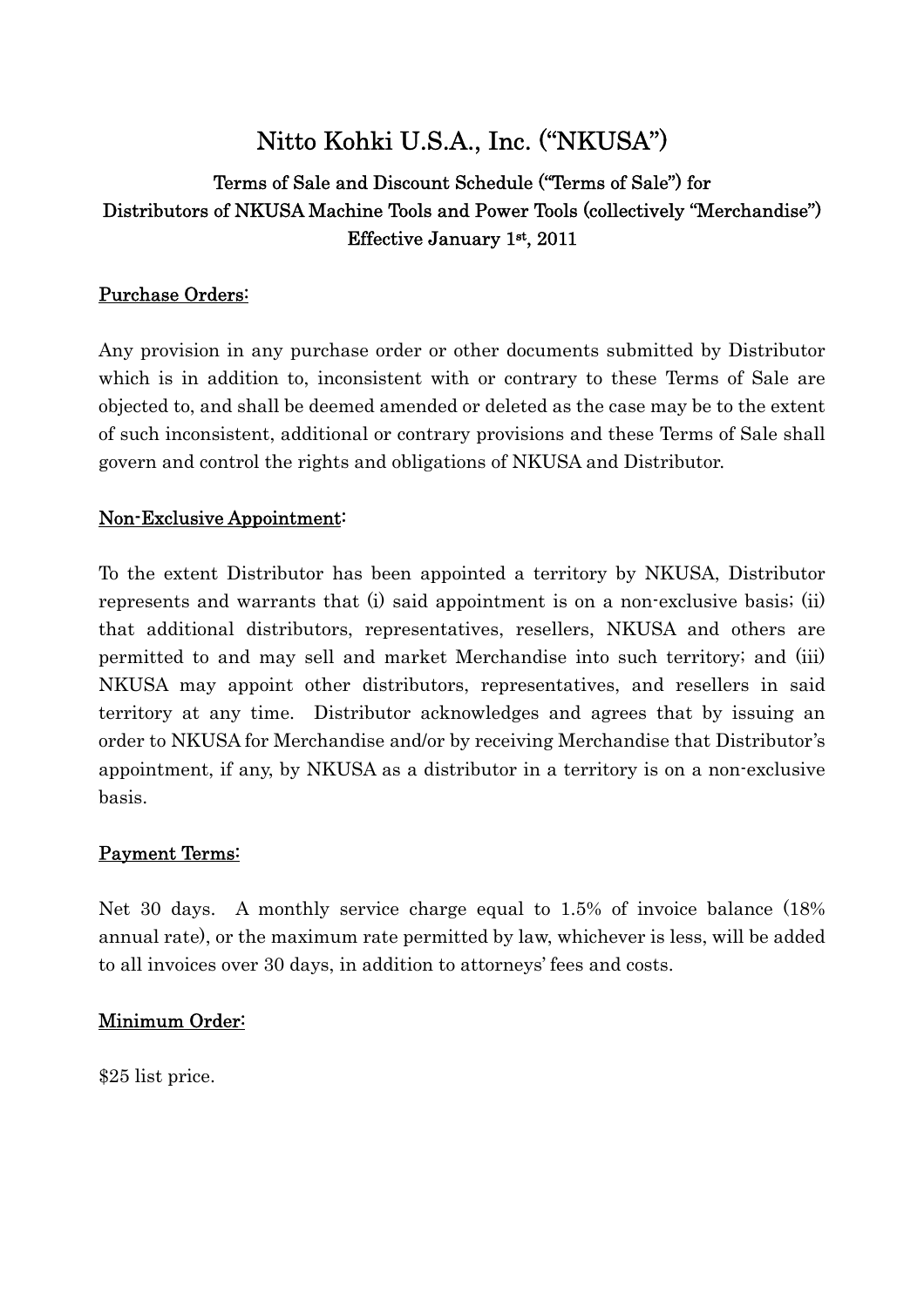# Nitto Kohki U.S.A., Inc. ("NKUSA")

## Terms of Sale and Discount Schedule ("Terms of Sale") for Distributors of NKUSA Machine Tools and Power Tools (collectively "Merchandise") Effective January 1st, 2011

### Purchase Orders:

Any provision in any purchase order or other documents submitted by Distributor which is in addition to, inconsistent with or contrary to these Terms of Sale are objected to, and shall be deemed amended or deleted as the case may be to the extent of such inconsistent, additional or contrary provisions and these Terms of Sale shall govern and control the rights and obligations of NKUSA and Distributor.

### Non-Exclusive Appointment:

To the extent Distributor has been appointed a territory by NKUSA, Distributor represents and warrants that (i) said appointment is on a non-exclusive basis; (ii) that additional distributors, representatives, resellers, NKUSA and others are permitted to and may sell and market Merchandise into such territory; and (iii) NKUSA may appoint other distributors, representatives, and resellers in said territory at any time. Distributor acknowledges and agrees that by issuing an order to NKUSA for Merchandise and/or by receiving Merchandise that Distributor's appointment, if any, by NKUSA as a distributor in a territory is on a non-exclusive basis.

### Payment Terms:

Net 30 days. A monthly service charge equal to 1.5% of invoice balance (18% annual rate), or the maximum rate permitted by law, whichever is less, will be added to all invoices over 30 days, in addition to attorneys' fees and costs.

### Minimum Order:

$25 list price.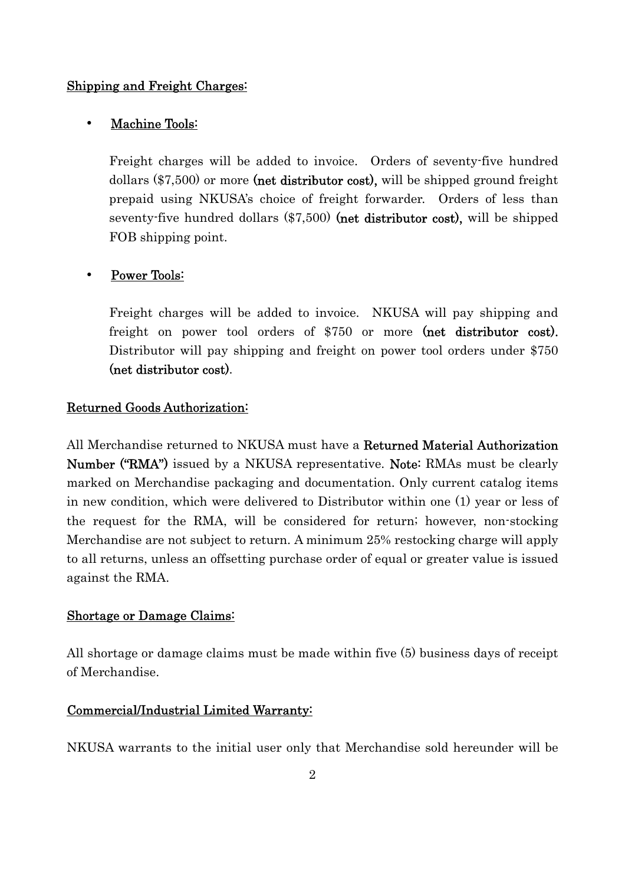<u>Shipping and Freight Charges:</u>

- <u>Machine Tools:</u>

  Freight charges will be added to invoice. Orders of seventy-five hundred dollars ($7,500) or more **(net distributor cost),** will be shipped ground freight prepaid using NKUSA's choice of freight forwarder. Orders of less than seventy-five hundred dollars ($7,500) **(net distributor cost),** will be shipped FOB shipping point.

- <u>Power Tools:</u>

  Freight charges will be added to invoice. NKUSA will pay shipping and freight on power tool orders of $750 or more **(net distributor cost).** Distributor will pay shipping and freight on power tool orders under $750 **(net distributor cost)**.

<u>Returned Goods Authorization:</u>

All Merchandise returned to NKUSA must have a **Returned Material Authorization Number ("RMA")** issued by a NKUSA representative. **Note:** RMAs must be clearly marked on Merchandise packaging and documentation. Only current catalog items in new condition, which were delivered to Distributor within one (1) year or less of the request for the RMA, will be considered for return; however, non-stocking Merchandise are not subject to return. A minimum 25% restocking charge will apply to all returns, unless an offsetting purchase order of equal or greater value is issued against the RMA.

<u>Shortage or Damage Claims:</u>

All shortage or damage claims must be made within five (5) business days of receipt of Merchandise.

<u>Commercial/Industrial Limited Warranty:</u>

NKUSA warrants to the initial user only that Merchandise sold hereunder will be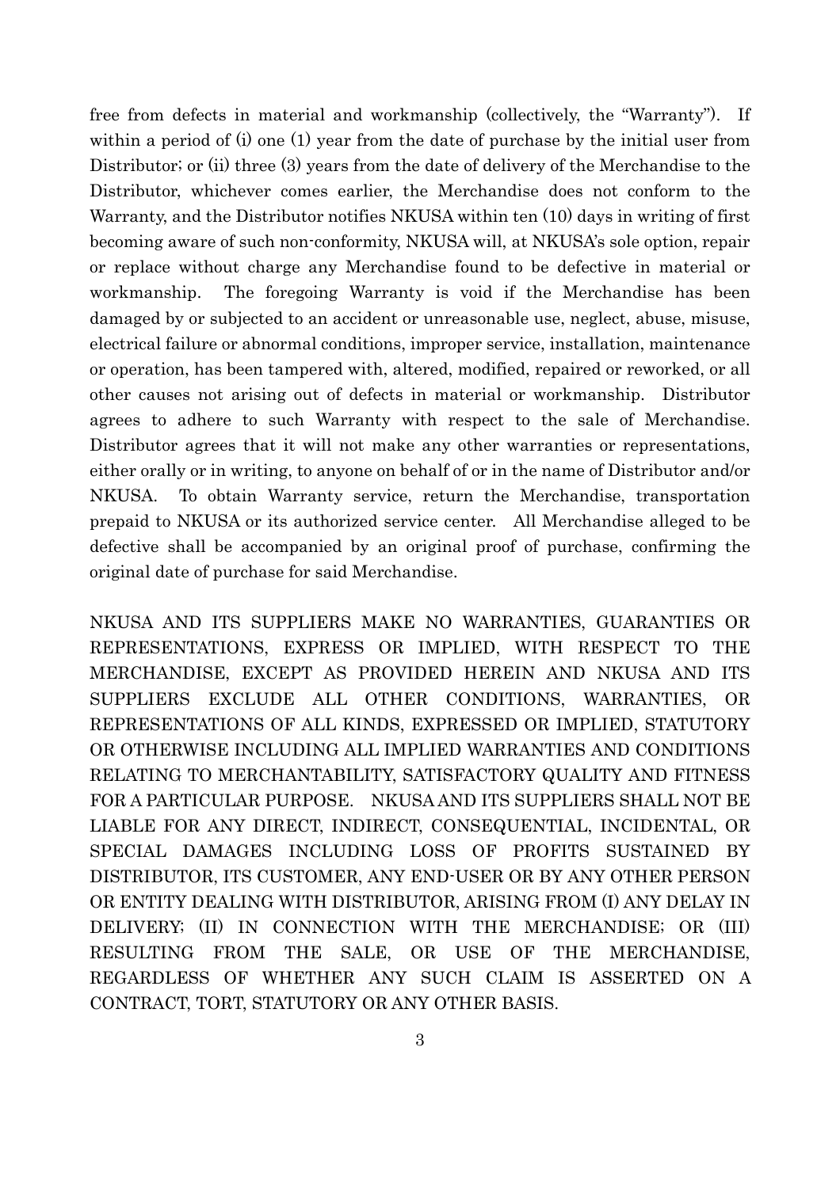free from defects in material and workmanship (collectively, the "Warranty"). If within a period of (i) one (1) year from the date of purchase by the initial user from Distributor; or (ii) three (3) years from the date of delivery of the Merchandise to the Distributor, whichever comes earlier, the Merchandise does not conform to the Warranty, and the Distributor notifies NKUSA within ten (10) days in writing of first becoming aware of such non-conformity, NKUSA will, at NKUSA's sole option, repair or replace without charge any Merchandise found to be defective in material or workmanship. The foregoing Warranty is void if the Merchandise has been damaged by or subjected to an accident or unreasonable use, neglect, abuse, misuse, electrical failure or abnormal conditions, improper service, installation, maintenance or operation, has been tampered with, altered, modified, repaired or reworked, or all other causes not arising out of defects in material or workmanship. Distributor agrees to adhere to such Warranty with respect to the sale of Merchandise. Distributor agrees that it will not make any other warranties or representations, either orally or in writing, to anyone on behalf of or in the name of Distributor and/or NKUSA. To obtain Warranty service, return the Merchandise, transportation prepaid to NKUSA or its authorized service center. All Merchandise alleged to be defective shall be accompanied by an original proof of purchase, confirming the original date of purchase for said Merchandise.

NKUSA AND ITS SUPPLIERS MAKE NO WARRANTIES, GUARANTIES OR REPRESENTATIONS, EXPRESS OR IMPLIED, WITH RESPECT TO THE MERCHANDISE, EXCEPT AS PROVIDED HEREIN AND NKUSA AND ITS SUPPLIERS EXCLUDE ALL OTHER CONDITIONS, WARRANTIES, OR REPRESENTATIONS OF ALL KINDS, EXPRESSED OR IMPLIED, STATUTORY OR OTHERWISE INCLUDING ALL IMPLIED WARRANTIES AND CONDITIONS RELATING TO MERCHANTABILITY, SATISFACTORY QUALITY AND FITNESS FOR A PARTICULAR PURPOSE. NKUSA AND ITS SUPPLIERS SHALL NOT BE LIABLE FOR ANY DIRECT, INDIRECT, CONSEQUENTIAL, INCIDENTAL, OR SPECIAL DAMAGES INCLUDING LOSS OF PROFITS SUSTAINED BY DISTRIBUTOR, ITS CUSTOMER, ANY END-USER OR BY ANY OTHER PERSON OR ENTITY DEALING WITH DISTRIBUTOR, ARISING FROM (I) ANY DELAY IN DELIVERY; (II) IN CONNECTION WITH THE MERCHANDISE; OR (III) RESULTING FROM THE SALE, OR USE OF THE MERCHANDISE, REGARDLESS OF WHETHER ANY SUCH CLAIM IS ASSERTED ON A CONTRACT, TORT, STATUTORY OR ANY OTHER BASIS.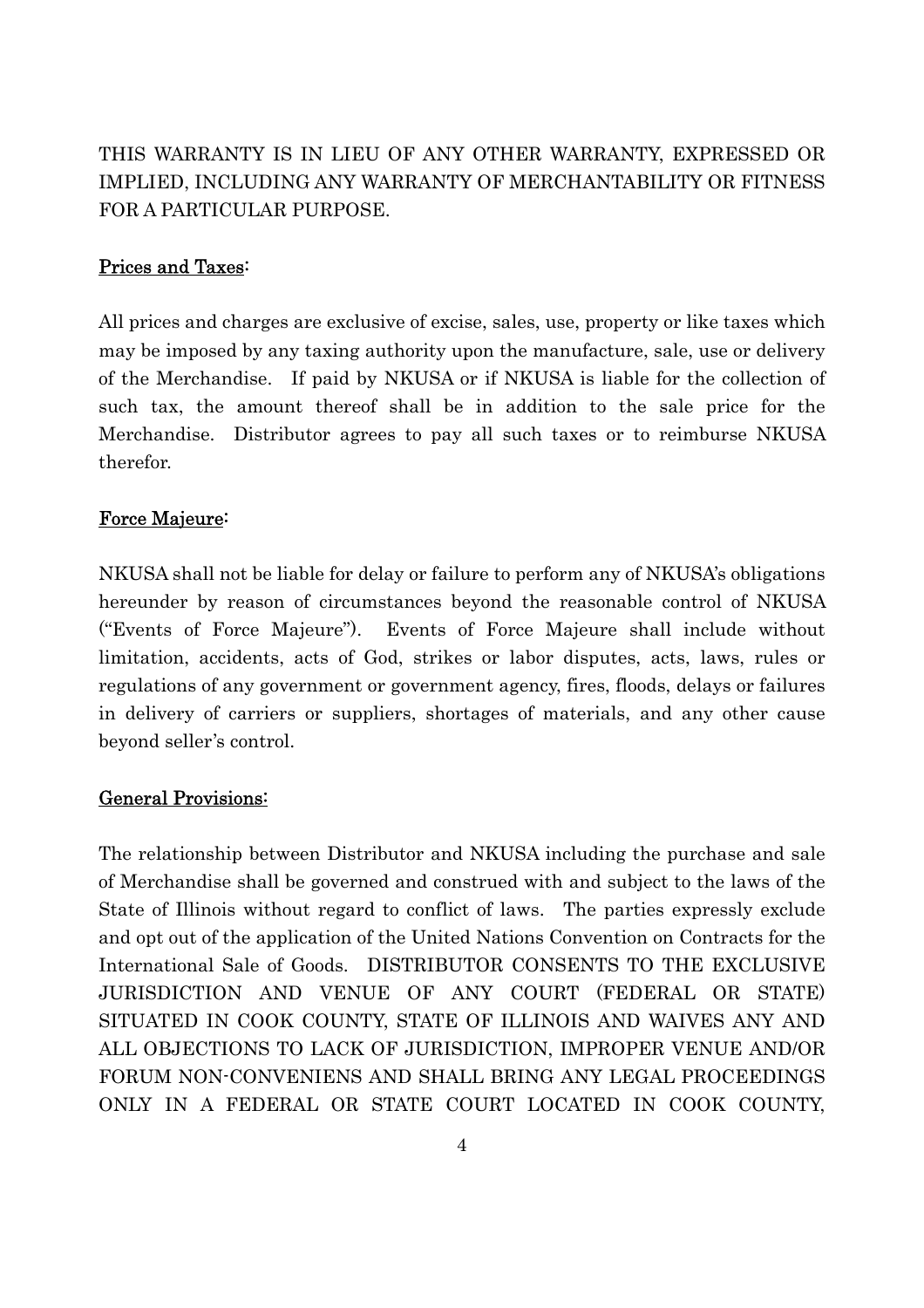THIS WARRANTY IS IN LIEU OF ANY OTHER WARRANTY, EXPRESSED OR IMPLIED, INCLUDING ANY WARRANTY OF MERCHANTABILITY OR FITNESS FOR A PARTICULAR PURPOSE.

<u>Prices and Taxes</u>:

All prices and charges are exclusive of excise, sales, use, property or like taxes which may be imposed by any taxing authority upon the manufacture, sale, use or delivery of the Merchandise. If paid by NKUSA or if NKUSA is liable for the collection of such tax, the amount thereof shall be in addition to the sale price for the Merchandise. Distributor agrees to pay all such taxes or to reimburse NKUSA therefor.

<u>Force Majeure</u>:

NKUSA shall not be liable for delay or failure to perform any of NKUSA's obligations hereunder by reason of circumstances beyond the reasonable control of NKUSA ("Events of Force Majeure"). Events of Force Majeure shall include without limitation, accidents, acts of God, strikes or labor disputes, acts, laws, rules or regulations of any government or government agency, fires, floods, delays or failures in delivery of carriers or suppliers, shortages of materials, and any other cause beyond seller's control.

<u>General Provisions</u>:

The relationship between Distributor and NKUSA including the purchase and sale of Merchandise shall be governed and construed with and subject to the laws of the State of Illinois without regard to conflict of laws. The parties expressly exclude and opt out of the application of the United Nations Convention on Contracts for the International Sale of Goods. DISTRIBUTOR CONSENTS TO THE EXCLUSIVE JURISDICTION AND VENUE OF ANY COURT (FEDERAL OR STATE) SITUATED IN COOK COUNTY, STATE OF ILLINOIS AND WAIVES ANY AND ALL OBJECTIONS TO LACK OF JURISDICTION, IMPROPER VENUE AND/OR FORUM NON-CONVENIENS AND SHALL BRING ANY LEGAL PROCEEDINGS ONLY IN A FEDERAL OR STATE COURT LOCATED IN COOK COUNTY,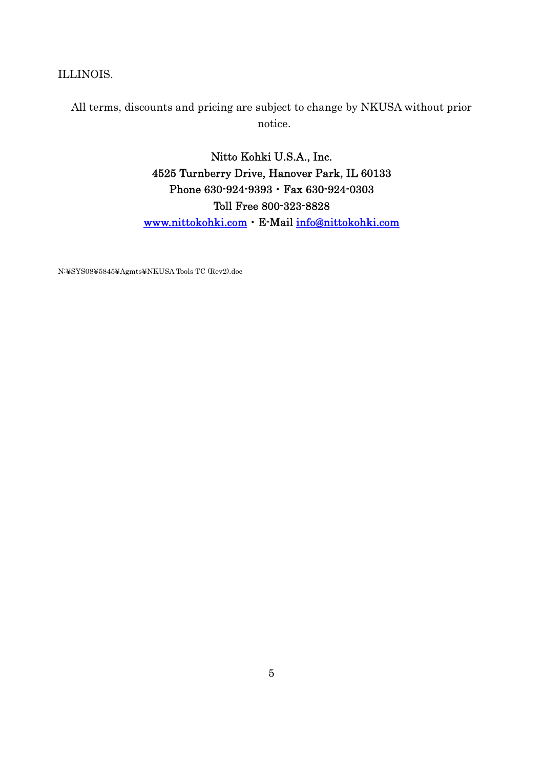ILLINOIS.

All terms, discounts and pricing are subject to change by NKUSA without prior notice.

**Nitto Kohki U.S.A., Inc.**
**4525 Turnberry Drive, Hanover Park, IL 60133**
**Phone 630-924-9393 ・ Fax 630-924-0303**
**Toll Free 800-323-8828**
**[www.nittokohki.com](http://www.nittokohki.com) ・ E-Mail [info@nittokohki.com](mailto:info@nittokohki.com)**

N:¥SYS08¥5845¥Agmts¥NKUSA Tools TC (Rev2).doc